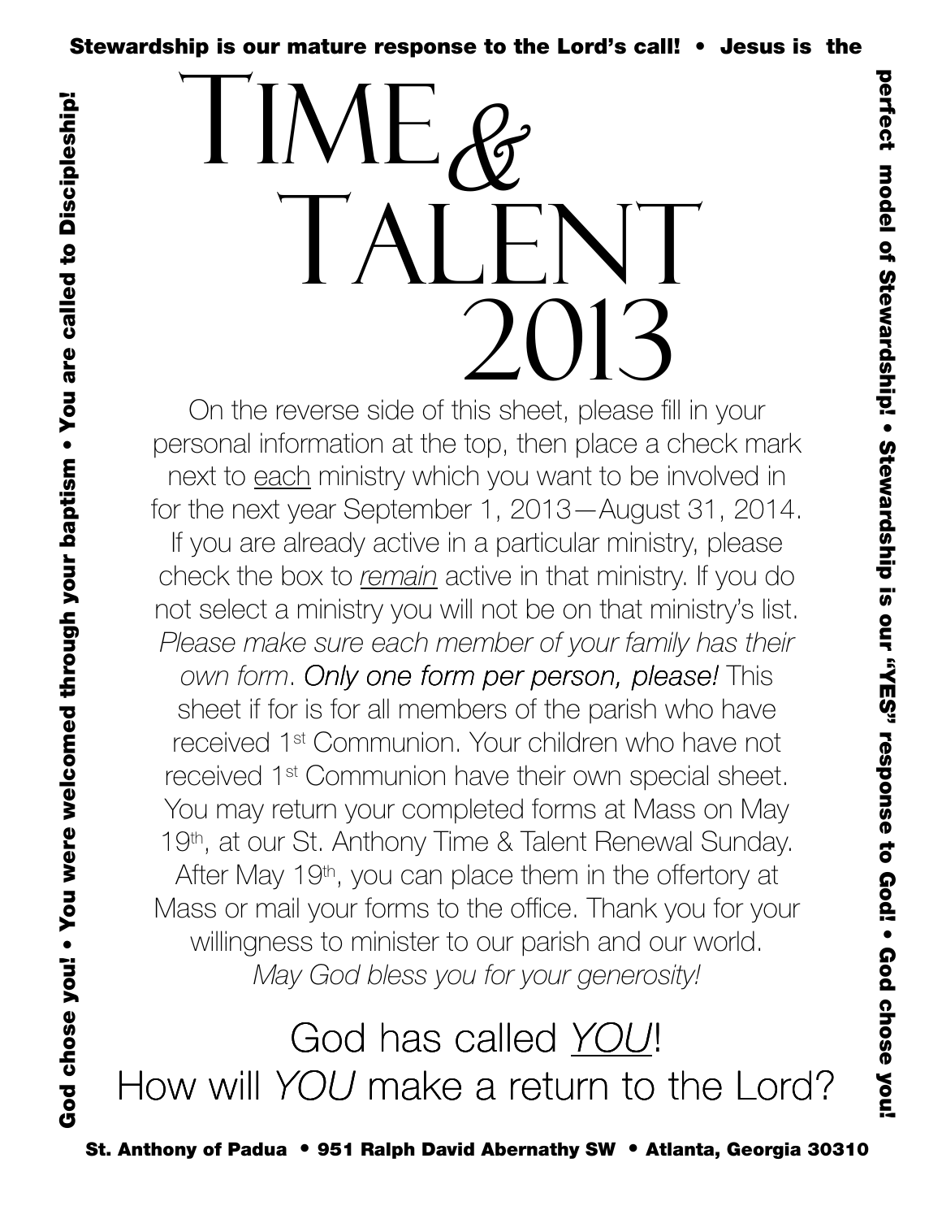**Stewardship is our mature response to the Lord's call! • Jesus is the perfect model of Stewardship! • Stewardship is our "YES" response to God! • God chose you! • You were welcomed through your baptism • You are called to Discipleship!**

# Time & Talent 2013

On the reverse side of this sheet, please fill in your personal information at the top, then place a check mark next to each ministry which you want to be involved in for the next year September 1, 2013—August 31, 2014. If you are already active in a particular ministry, please check the box to *remain* active in that ministry. If you do not select a ministry you will not be on that ministry's list. *Please make sure each member of your family has their own form*. *Only one form per person, please!* This sheet if for is for all members of the parish who have received 1st Communion. Your children who have not received 1st Communion have their own special sheet. You may return your completed forms at Mass on May 19th, at our St. Anthony Time & Talent Renewal Sunday. After May 19th, you can place them in the offertory at Mass or mail your forms to the office. Thank you for your willingness to minister to our parish and our world.

*May God bless you for your generosity!*

## God has called *YOU*!
## How will *YOU* make a return to the Lord?

**St. Anthony of Padua • 951 Ralph David Abernathy SW • Atlanta, Georgia 30310**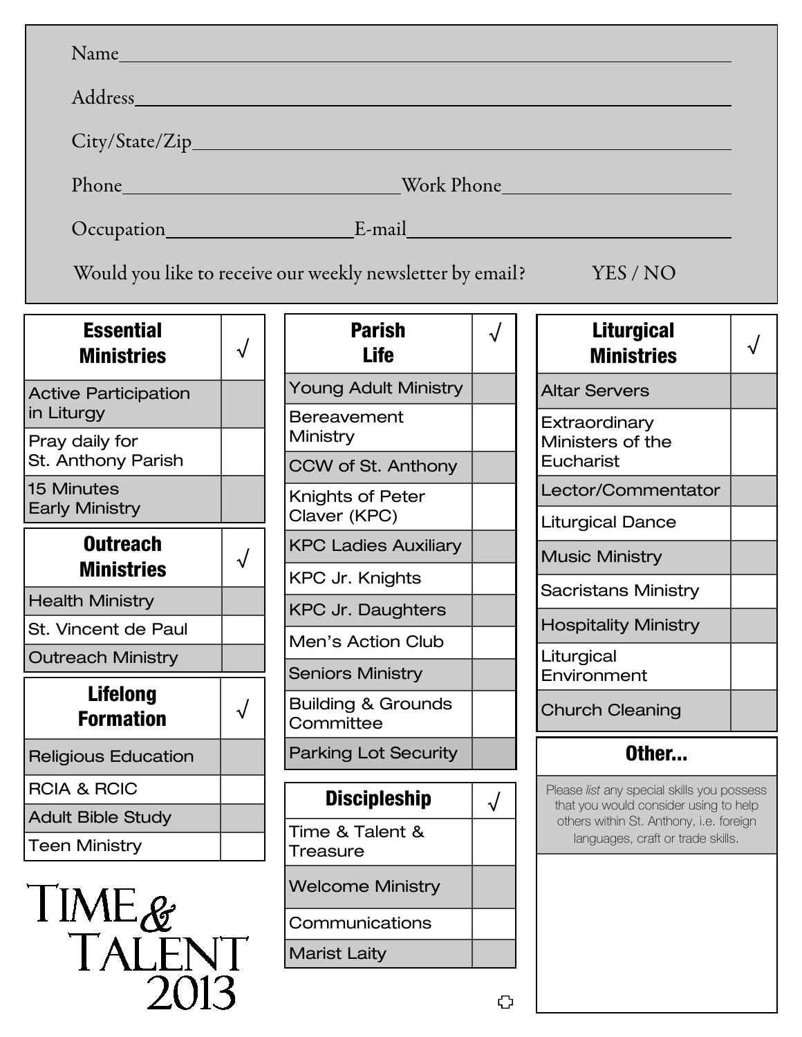Name \_\_\_\_\_\_\_\_\_\_\_\_\_\_\_\_\_\_\_\_\_\_\_\_\_\_\_\_\_\_\_\_\_\_\_\_\_\_\_\_

Address \_\_\_\_\_\_\_\_\_\_\_\_\_\_\_\_\_\_\_\_\_\_\_\_\_\_\_\_\_\_\_\_\_\_\_\_\_\_\_\_

City/State/Zip \_\_\_\_\_\_\_\_\_\_\_\_\_\_\_\_\_\_\_\_\_\_\_\_\_\_\_\_\_\_\_\_\_\_\_\_

Phone \_\_\_\_\_\_\_\_\_\_\_\_\_\_\_\_\_\_\_\_ Work Phone \_\_\_\_\_\_\_\_\_\_\_\_\_\_\_\_\_\_\_\_

Occupation \_\_\_\_\_\_\_\_\_\_\_\_\_\_\_\_ E-mail \_\_\_\_\_\_\_\_\_\_\_\_\_\_\_\_\_\_\_\_\_\_\_\_

Would you like to receive our weekly newsletter by email? YES / NO

| Essential Ministries | √ |
|---|---|
| Active Participation in Liturgy | |
| Pray daily for St. Anthony Parish | |
| 15 Minutes Early Ministry | |

| Outreach Ministries | √ |
|---|---|
| Health Ministry | |
| St. Vincent de Paul | |
| Outreach Ministry | |

| Lifelong Formation | √ |
|---|---|
| Religious Education | |
| RCIA & RCIC | |
| Adult Bible Study | |
| Teen Ministry | |

# TIME & TALENT 2013

| Parish Life | √ |
|---|---|
| Young Adult Ministry | |
| Bereavement Ministry | |
| CCW of St. Anthony | |
| Knights of Peter Claver (KPC) | |
| KPC Ladies Auxiliary | |
| KPC Jr. Knights | |
| KPC Jr. Daughters | |
| Men's Action Club | |
| Seniors Ministry | |
| Building & Grounds Committee | |
| Parking Lot Security | |

| Discipleship | √ |
|---|---|
| Time & Talent & Treasure | |
| Welcome Ministry | |
| Communications | |
| Marist Laity | |

| Liturgical Ministries | √ |
|---|---|
| Altar Servers | |
| Extraordinary Ministers of the Eucharist | |
| Lector/Commentator | |
| Liturgical Dance | |
| Music Ministry | |
| Sacristans Ministry | |
| Hospitality Ministry | |
| Liturgical Environment | |
| Church Cleaning | |

## Other...

Please *list* any special skills you possess that you would consider using to help others within St. Anthony, i.e. foreign languages, craft or trade skills.